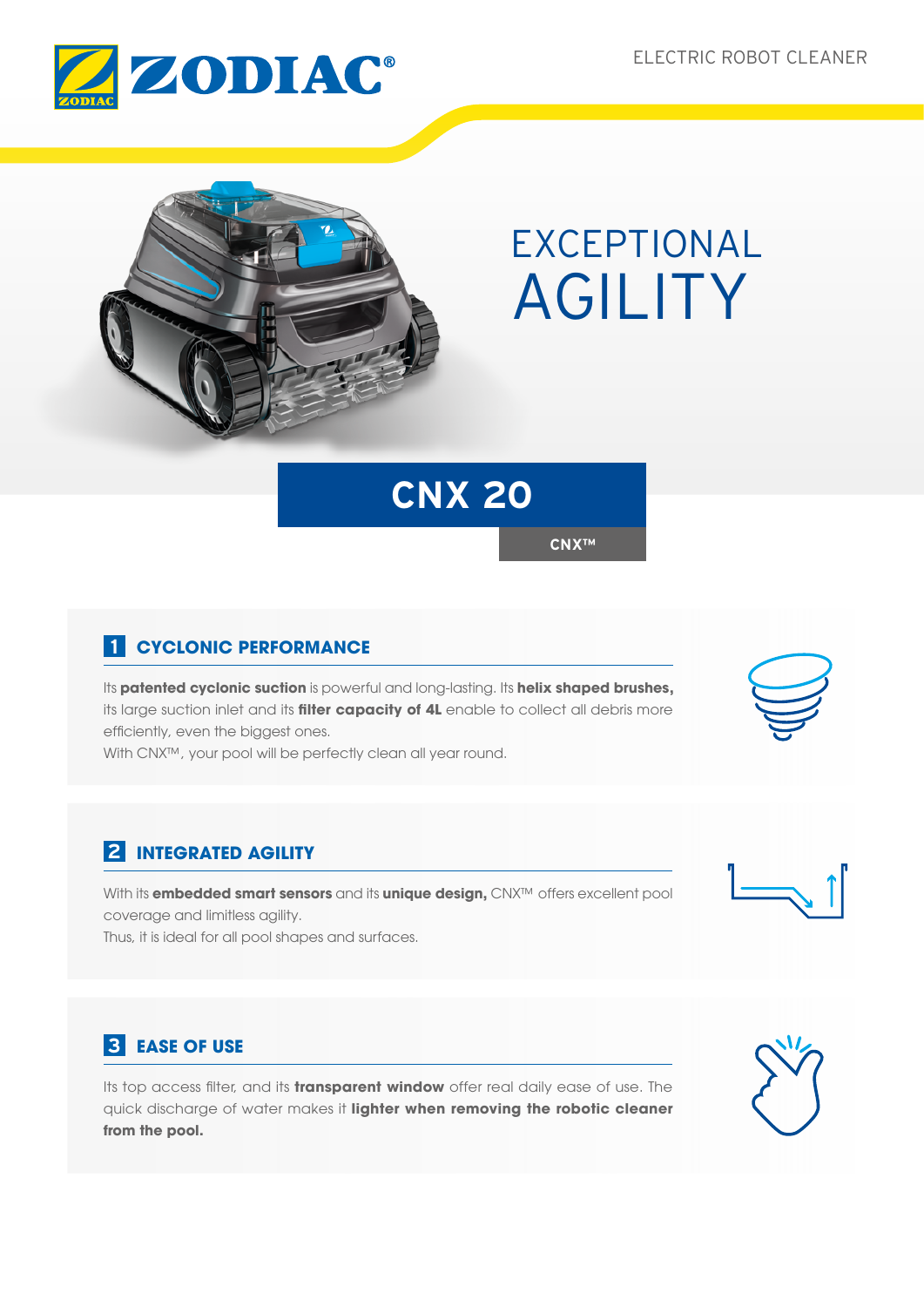ZODIAC®

ELECTRIC ROBOT CLEANER

# EXCEPTIONAL AGILITY

## CNX 20

CNX™

### 1 CYCLONIC PERFORMANCE

Its **patented cyclonic suction** is powerful and long-lasting. Its **helix shaped brushes,** its large suction inlet and its **filter capacity of 4L** enable to collect all debris more efficiently, even the biggest ones.
With CNX™, your pool will be perfectly clean all year round.

### 2 INTEGRATED AGILITY

With its **embedded smart sensors** and its **unique design,** CNX™ offers excellent pool coverage and limitless agility.
Thus, it is ideal for all pool shapes and surfaces.

### 3 EASE OF USE

Its top access filter, and its **transparent window** offer real daily ease of use. The quick discharge of water makes it **lighter when removing the robotic cleaner from the pool.**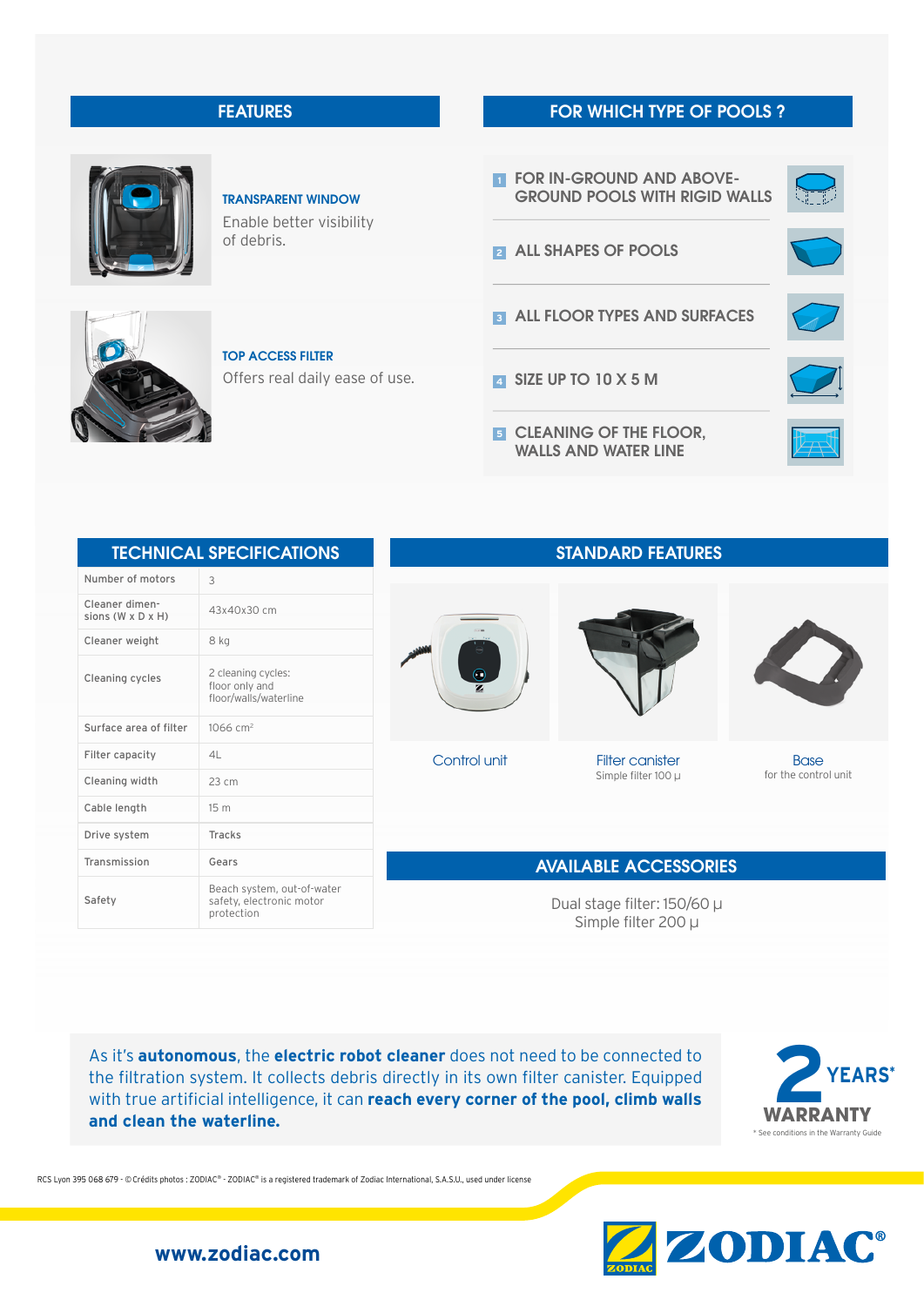## FEATURES

**TRANSPARENT WINDOW**

Enable better visibility of debris.

**TOP ACCESS FILTER**

Offers real daily ease of use.

## FOR WHICH TYPE OF POOLS ?

1. FOR IN-GROUND AND ABOVE-GROUND POOLS WITH RIGID WALLS
2. ALL SHAPES OF POOLS
3. ALL FLOOR TYPES AND SURFACES
4. SIZE UP TO 10 X 5 M
5. CLEANING OF THE FLOOR, WALLS AND WATER LINE

## TECHNICAL SPECIFICATIONS

| | |
|---|---|
| Number of motors | 3 |
| Cleaner dimensions (W x D x H) | 43x40x30 cm |
| Cleaner weight | 8 kg |
| Cleaning cycles | 2 cleaning cycles: floor only and floor/walls/waterline |
| Surface area of filter | 1066 cm² |
| Filter capacity | 4L |
| Cleaning width | 23 cm |
| Cable length | 15 m |
| Drive system | Tracks |
| Transmission | Gears |
| Safety | Beach system, out-of-water safety, electronic motor protection |

## STANDARD FEATURES

Control unit

Filter canister
Simple filter 100 µ

Base
for the control unit

## AVAILABLE ACCESSORIES

Dual stage filter: 150/60 µ
Simple filter 200 µ

As it's **autonomous**, the **electric robot cleaner** does not need to be connected to the filtration system. It collects debris directly in its own filter canister. Equipped with true artificial intelligence, it can **reach every corner of the pool, climb walls and clean the waterline.**

2 YEARS* WARRANTY

* See conditions in the Warranty Guide

RCS Lyon 395 068 679 - © Crédits photos : ZODIAC® - ZODIAC® is a registered trademark of Zodiac International, S.A.S.U., used under license

**www.zodiac.com**

ZODIAC®